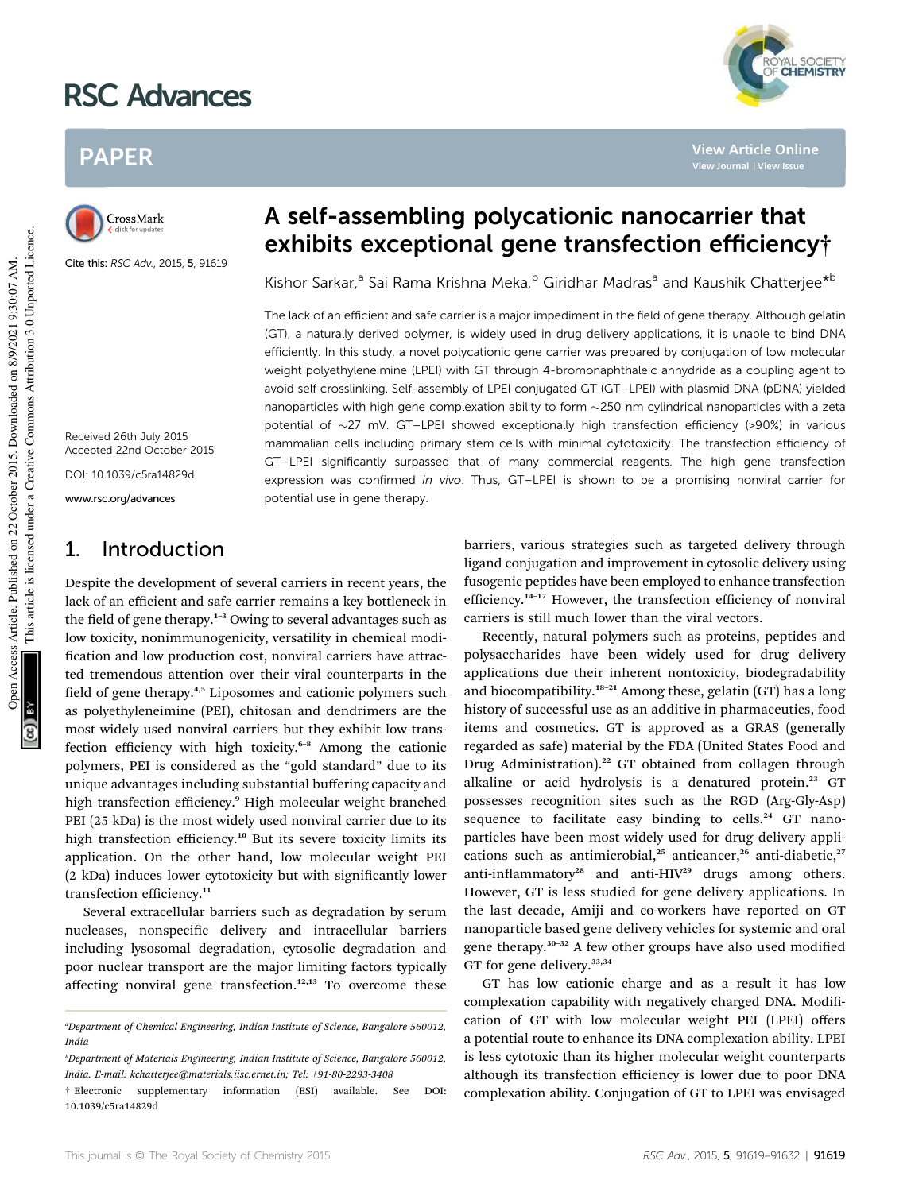# A self-assembling polycationic nanocarrier that exhibits exceptional gene transfection efficiency†

Kishor Sarkar,[a] Sai Rama Krishna Meka,[b] Giridhar Madras[a] and Kaushik Chatterjee*[b]

Cite this: *RSC Adv.*, 2015, **5**, 91619

Received 26th July 2015
Accepted 22nd October 2015

DOI: 10.1039/c5ra14829d

www.rsc.org/advances

The lack of an efficient and safe carrier is a major impediment in the field of gene therapy. Although gelatin (GT), a naturally derived polymer, is widely used in drug delivery applications, it is unable to bind DNA efficiently. In this study, a novel polycationic gene carrier was prepared by conjugation of low molecular weight polyethyleneimine (LPEI) with GT through 4-bromonaphthaleic anhydride as a coupling agent to avoid self crosslinking. Self-assembly of LPEI conjugated GT (GT–LPEI) with plasmid DNA (pDNA) yielded nanoparticles with high gene complexation ability to form ∼250 nm cylindrical nanoparticles with a zeta potential of ∼27 mV. GT–LPEI showed exceptionally high transfection efficiency (>90%) in various mammalian cells including primary stem cells with minimal cytotoxicity. The transfection efficiency of GT–LPEI significantly surpassed that of many commercial reagents. The high gene transfection expression was confirmed *in vivo*. Thus, GT–LPEI is shown to be a promising nonviral carrier for potential use in gene therapy.

## 1. Introduction

Despite the development of several carriers in recent years, the lack of an efficient and safe carrier remains a key bottleneck in the field of gene therapy.[1–3] Owing to several advantages such as low toxicity, nonimmunogenicity, versatility in chemical modification and low production cost, nonviral carriers have attracted tremendous attention over their viral counterparts in the field of gene therapy.[4,5] Liposomes and cationic polymers such as polyethyleneimine (PEI), chitosan and dendrimers are the most widely used nonviral carriers but they exhibit low transfection efficiency with high toxicity.[6–8] Among the cationic polymers, PEI is considered as the "gold standard" due to its unique advantages including substantial buffering capacity and high transfection efficiency.[9] High molecular weight branched PEI (25 kDa) is the most widely used nonviral carrier due to its high transfection efficiency.[10] But its severe toxicity limits its application. On the other hand, low molecular weight PEI (2 kDa) induces lower cytotoxicity but with significantly lower transfection efficiency.[11]

Several extracellular barriers such as degradation by serum nucleases, nonspecific delivery and intracellular barriers including lysosomal degradation, cytosolic degradation and poor nuclear transport are the major limiting factors typically affecting nonviral gene transfection.[12,13] To overcome these barriers, various strategies such as targeted delivery through ligand conjugation and improvement in cytosolic delivery using fusogenic peptides have been employed to enhance transfection efficiency.[14–17] However, the transfection efficiency of nonviral carriers is still much lower than the viral vectors.

Recently, natural polymers such as proteins, peptides and polysaccharides have been widely used for drug delivery applications due their inherent nontoxicity, biodegradability and biocompatibility.[18–21] Among these, gelatin (GT) has a long history of successful use as an additive in pharmaceutics, food items and cosmetics. GT is approved as a GRAS (generally regarded as safe) material by the FDA (United States Food and Drug Administration).[22] GT obtained from collagen through alkaline or acid hydrolysis is a denatured protein.[23] GT possesses recognition sites such as the RGD (Arg-Gly-Asp) sequence to facilitate easy binding to cells.[24] GT nanoparticles have been most widely used for drug delivery applications such as antimicrobial,[25] anticancer,[26] anti-diabetic,[27] anti-inflammatory[28] and anti-HIV[29] drugs among others. However, GT is less studied for gene delivery applications. In the last decade, Amiji and co-workers have reported on GT nanoparticle based gene delivery vehicles for systemic and oral gene therapy.[30–32] A few other groups have also used modified GT for gene delivery.[33,34]

GT has low cationic charge and as a result it has low complexation capability with negatively charged DNA. Modification of GT with low molecular weight PEI (LPEI) offers a potential route to enhance its DNA complexation ability. LPEI is less cytotoxic than its higher molecular weight counterparts although its transfection efficiency is lower due to poor DNA complexation ability. Conjugation of GT to LPEI was envisaged

[a] Department of Chemical Engineering, Indian Institute of Science, Bangalore 560012, India

[b] Department of Materials Engineering, Indian Institute of Science, Bangalore 560012, India. E-mail: kchatterjee@materials.iisc.ernet.in; Tel: +91-80-2293-3408

† Electronic supplementary information (ESI) available. See DOI: 10.1039/c5ra14829d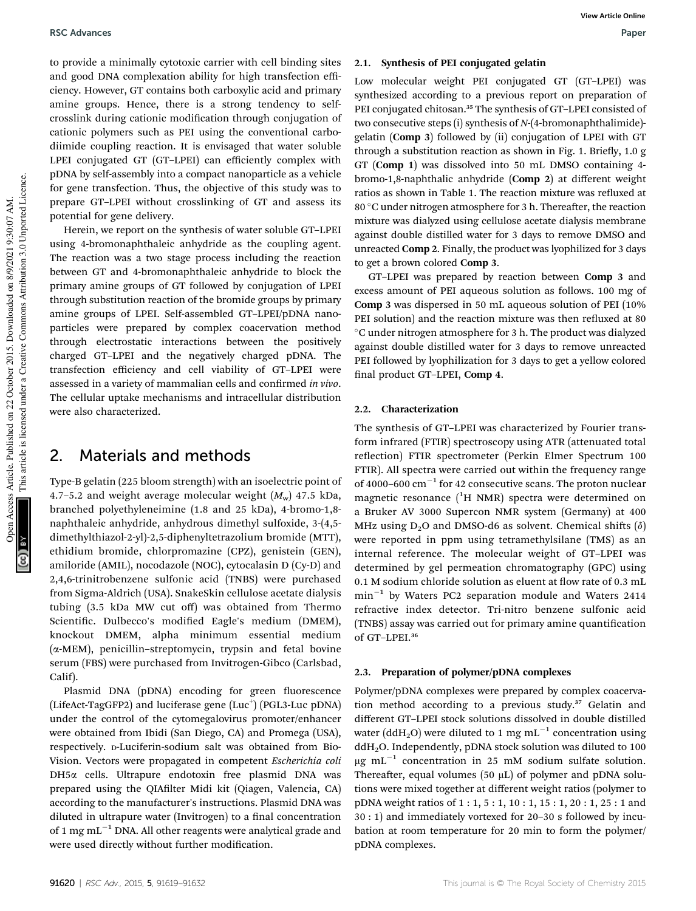to provide a minimally cytotoxic carrier with cell binding sites and good DNA complexation ability for high transfection efficiency. However, GT contains both carboxylic acid and primary amine groups. Hence, there is a strong tendency to self-crosslink during cationic modification through conjugation of cationic polymers such as PEI using the conventional carbodiimide coupling reaction. It is envisaged that water soluble LPEI conjugated GT (GT–LPEI) can efficiently complex with pDNA by self-assembly into a compact nanoparticle as a vehicle for gene transfection. Thus, the objective of this study was to prepare GT–LPEI without crosslinking of GT and assess its potential for gene delivery.

Herein, we report on the synthesis of water soluble GT–LPEI using 4-bromonaphthaleic anhydride as the coupling agent. The reaction was a two stage process including the reaction between GT and 4-bromonaphthaleic anhydride to block the primary amine groups of GT followed by conjugation of LPEI through substitution reaction of the bromide groups by primary amine groups of LPEI. Self-assembled GT–LPEI/pDNA nanoparticles were prepared by complex coacervation method through electrostatic interactions between the positively charged GT–LPEI and the negatively charged pDNA. The transfection efficiency and cell viability of GT–LPEI were assessed in a variety of mammalian cells and confirmed *in vivo*. The cellular uptake mechanisms and intracellular distribution were also characterized.

## 2. Materials and methods

Type-B gelatin (225 bloom strength) with an isoelectric point of 4.7–5.2 and weight average molecular weight ($M_w$) 47.5 kDa, branched polyethyleneimine (1.8 and 25 kDa), 4-bromo-1,8-naphthaleic anhydride, anhydrous dimethyl sulfoxide, 3-(4,5-dimethylthiazol-2-yl)-2,5-diphenyltetrazolium bromide (MTT), ethidium bromide, chlorpromazine (CPZ), genistein (GEN), amiloride (AMIL), nocodazole (NOC), cytocalasin D (Cy-D) and 2,4,6-trinitrobenzene sulfonic acid (TNBS) were purchased from Sigma-Aldrich (USA). SnakeSkin cellulose acetate dialysis tubing (3.5 kDa MW cut off) was obtained from Thermo Scientific. Dulbecco's modified Eagle's medium (DMEM), knockout DMEM, alpha minimum essential medium (α-MEM), penicillin–streptomycin, trypsin and fetal bovine serum (FBS) were purchased from Invitrogen-Gibco (Carlsbad, Calif).

Plasmid DNA (pDNA) encoding for green fluorescence (LifeAct-TagGFP2) and luciferase gene ($Luc^+$) (PGL3-Luc pDNA) under the control of the cytomegalovirus promoter/enhancer were obtained from Ibidi (San Diego, CA) and Promega (USA), respectively. D-Luciferin-sodium salt was obtained from Bio-Vision. Vectors were propagated in competent *Escherichia coli* DH5α cells. Ultrapure endotoxin free plasmid DNA was prepared using the QIAfilter Midi kit (Qiagen, Valencia, CA) according to the manufacturer's instructions. Plasmid DNA was diluted in ultrapure water (Invitrogen) to a final concentration of 1 mg mL$^{-1}$ DNA. All other reagents were analytical grade and were used directly without further modification.

### 2.1. Synthesis of PEI conjugated gelatin

Low molecular weight PEI conjugated GT (GT–LPEI) was synthesized according to a previous report on preparation of PEI conjugated chitosan.[35] The synthesis of GT–LPEI consisted of two consecutive steps (i) synthesis of *N*-(4-bromonaphthalimide)-gelatin (**Comp 3**) followed by (ii) conjugation of LPEI with GT through a substitution reaction as shown in Fig. 1. Briefly, 1.0 g GT (**Comp 1**) was dissolved into 50 mL DMSO containing 4-bromo-1,8-naphthalic anhydride (**Comp 2**) at different weight ratios as shown in Table 1. The reaction mixture was refluxed at 80 °C under nitrogen atmosphere for 3 h. Thereafter, the reaction mixture was dialyzed using cellulose acetate dialysis membrane against double distilled water for 3 days to remove DMSO and unreacted **Comp 2**. Finally, the product was lyophilized for 3 days to get a brown colored **Comp 3**.

GT–LPEI was prepared by reaction between **Comp 3** and excess amount of PEI aqueous solution as follows. 100 mg of **Comp 3** was dispersed in 50 mL aqueous solution of PEI (10% PEI solution) and the reaction mixture was then refluxed at 80 °C under nitrogen atmosphere for 3 h. The product was dialyzed against double distilled water for 3 days to remove unreacted PEI followed by lyophilization for 3 days to get a yellow colored final product GT–LPEI, **Comp 4**.

### 2.2. Characterization

The synthesis of GT–LPEI was characterized by Fourier transform infrared (FTIR) spectroscopy using ATR (attenuated total reflection) FTIR spectrometer (Perkin Elmer Spectrum 100 FTIR). All spectra were carried out within the frequency range of 4000–600 cm$^{-1}$ for 42 consecutive scans. The proton nuclear magnetic resonance ($^1$H NMR) spectra were determined on a Bruker AV 3000 Supercon NMR system (Germany) at 400 MHz using $D_2O$ and DMSO-d6 as solvent. Chemical shifts ($\delta$) were reported in ppm using tetramethylsilane (TMS) as an internal reference. The molecular weight of GT–LPEI was determined by gel permeation chromatography (GPC) using 0.1 M sodium chloride solution as eluent at flow rate of 0.3 mL min$^{-1}$ by Waters PC2 separation module and Waters 2414 refractive index detector. Tri-nitro benzene sulfonic acid (TNBS) assay was carried out for primary amine quantification of GT–LPEI.[36]

### 2.3. Preparation of polymer/pDNA complexes

Polymer/pDNA complexes were prepared by complex coacervation method according to a previous study.[37] Gelatin and different GT–LPEI stock solutions dissolved in double distilled water (dd$H_2O$) were diluted to 1 mg mL$^{-1}$ concentration using dd$H_2O$. Independently, pDNA stock solution was diluted to 100 μg mL$^{-1}$ concentration in 25 mM sodium sulfate solution. Thereafter, equal volumes (50 μL) of polymer and pDNA solutions were mixed together at different weight ratios (polymer to pDNA weight ratios of 1 : 1, 5 : 1, 10 : 1, 15 : 1, 20 : 1, 25 : 1 and 30 : 1) and immediately vortexed for 20–30 s followed by incubation at room temperature for 20 min to form the polymer/pDNA complexes.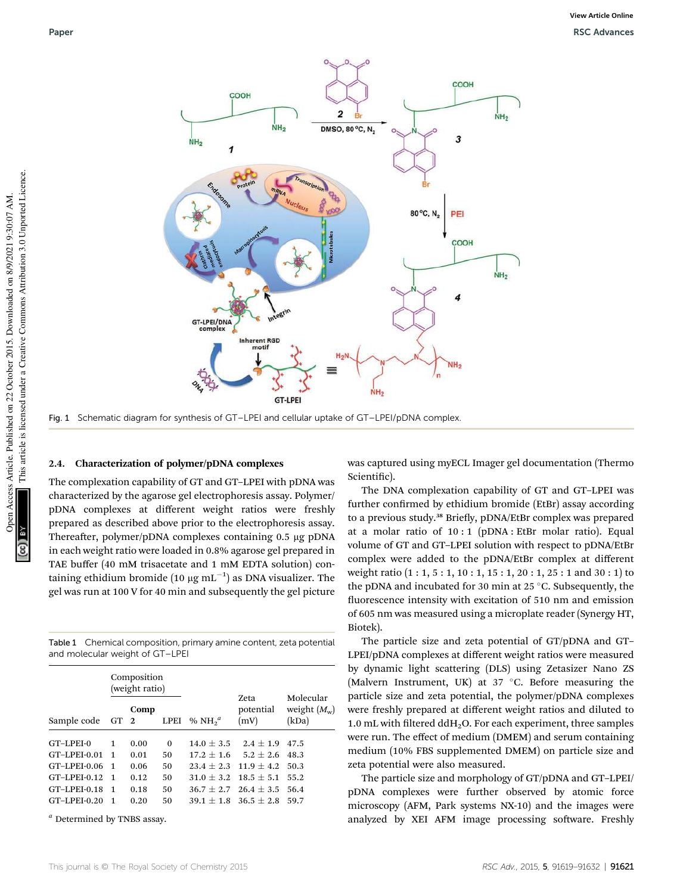Fig. 1 Schematic diagram for synthesis of GT–LPEI and cellular uptake of GT–LPEI/pDNA complex.

### 2.4. Characterization of polymer/pDNA complexes

The complexation capability of GT and GT–LPEI with pDNA was characterized by the agarose gel electrophoresis assay. Polymer/pDNA complexes at different weight ratios were freshly prepared as described above prior to the electrophoresis assay. Thereafter, polymer/pDNA complexes containing 0.5 μg pDNA in each weight ratio were loaded in 0.8% agarose gel prepared in TAE buffer (40 mM trisacetate and 1 mM EDTA solution) containing ethidium bromide (10 μg $mL^{-1}$) as DNA visualizer. The gel was run at 100 V for 40 min and subsequently the gel picture was captured using myECL Imager gel documentation (Thermo Scientific).

The DNA complexation capability of GT and GT–LPEI was further confirmed by ethidium bromide (EtBr) assay according to a previous study.[38] Briefly, pDNA/EtBr complex was prepared at a molar ratio of 10 : 1 (pDNA : EtBr molar ratio). Equal volume of GT and GT–LPEI solution with respect to pDNA/EtBr complex were added to the pDNA/EtBr complex at different weight ratio (1 : 1, 5 : 1, 10 : 1, 15 : 1, 20 : 1, 25 : 1 and 30 : 1) to the pDNA and incubated for 30 min at 25 °C. Subsequently, the fluorescence intensity with excitation of 510 nm and emission of 605 nm was measured using a microplate reader (Synergy HT, Biotek).

The particle size and zeta potential of GT/pDNA and GT–LPEI/pDNA complexes at different weight ratios were measured by dynamic light scattering (DLS) using Zetasizer Nano ZS (Malvern Instrument, UK) at 37 °C. Before measuring the particle size and zeta potential, the polymer/pDNA complexes were freshly prepared at different weight ratios and diluted to 1.0 mL with filtered dd$H_2O$. For each experiment, three samples were run. The effect of medium (DMEM) and serum containing medium (10% FBS supplemented DMEM) on particle size and zeta potential were also measured.

The particle size and morphology of GT/pDNA and GT–LPEI/pDNA complexes were further observed by atomic force microscopy (AFM, Park systems NX-10) and the images were analyzed by XEI AFM image processing software. Freshly

Table 1 Chemical composition, primary amine content, zeta potential and molecular weight of GT–LPEI

| Sample code | Composition (weight ratio) GT | Comp 2 | LPEI | % $NH_2$[a] | Zeta potential (mV) | Molecular weight ($M_w$) (kDa) |
|---|---|---|---|---|---|---|
| GT–LPEI-0 | 1 | 0.00 | 0 | 14.0 ± 3.5 | 2.4 ± 1.9 | 47.5 |
| GT–LPEI-0.01 | 1 | 0.01 | 50 | 17.2 ± 1.6 | 5.2 ± 2.6 | 48.3 |
| GT–LPEI-0.06 | 1 | 0.06 | 50 | 23.4 ± 2.3 | 11.9 ± 4.2 | 50.3 |
| GT–LPEI-0.12 | 1 | 0.12 | 50 | 31.0 ± 3.2 | 18.5 ± 5.1 | 55.2 |
| GT–LPEI-0.18 | 1 | 0.18 | 50 | 36.7 ± 2.7 | 26.4 ± 3.5 | 56.4 |
| GT–LPEI-0.20 | 1 | 0.20 | 50 | 39.1 ± 1.8 | 36.5 ± 2.8 | 59.7 |

[a] Determined by TNBS assay.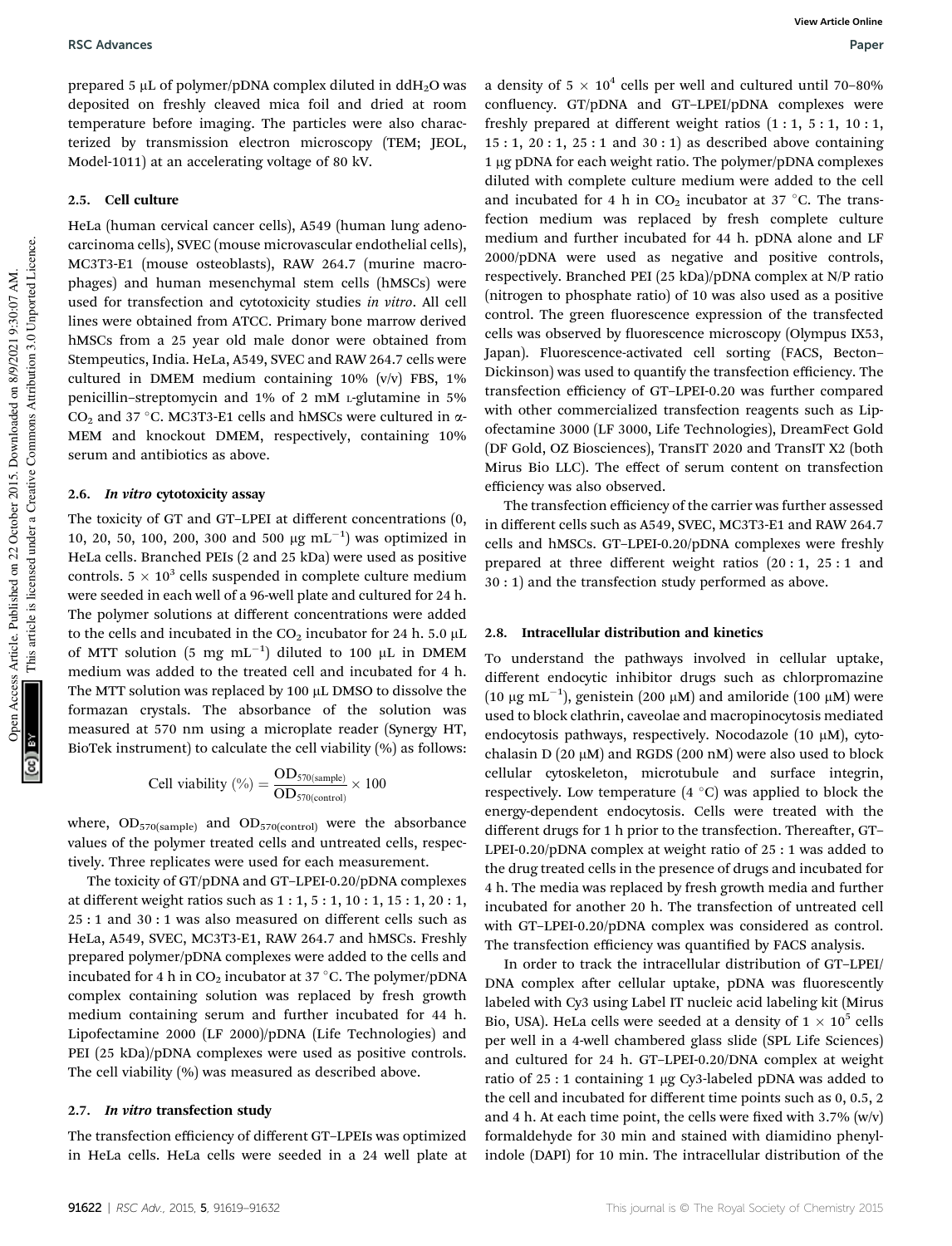prepared 5 μL of polymer/pDNA complex diluted in $ddH_2O$ was deposited on freshly cleaved mica foil and dried at room temperature before imaging. The particles were also characterized by transmission electron microscopy (TEM; JEOL, Model-1011) at an accelerating voltage of 80 kV.

### 2.5. Cell culture

HeLa (human cervical cancer cells), A549 (human lung adenocarcinoma cells), SVEC (mouse microvascular endothelial cells), MC3T3-E1 (mouse osteoblasts), RAW 264.7 (murine macrophages) and human mesenchymal stem cells (hMSCs) were used for transfection and cytotoxicity studies *in vitro*. All cell lines were obtained from ATCC. Primary bone marrow derived hMSCs from a 25 year old male donor were obtained from Stempeutics, India. HeLa, A549, SVEC and RAW 264.7 cells were cultured in DMEM medium containing 10% (v/v) FBS, 1% penicillin–streptomycin and 1% of 2 mM L-glutamine in 5% $CO_2$ and 37 °C. MC3T3-E1 cells and hMSCs were cultured in α-MEM and knockout DMEM, respectively, containing 10% serum and antibiotics as above.

### 2.6. *In vitro* cytotoxicity assay

The toxicity of GT and GT–LPEI at different concentrations (0, 10, 20, 50, 100, 200, 300 and 500 μg mL$^{-1}$) was optimized in HeLa cells. Branched PEIs (2 and 25 kDa) were used as positive controls. $5 \times 10^3$ cells suspended in complete culture medium were seeded in each well of a 96-well plate and cultured for 24 h. The polymer solutions at different concentrations were added to the cells and incubated in the $CO_2$ incubator for 24 h. 5.0 μL of MTT solution (5 mg mL$^{-1}$) diluted to 100 μL in DMEM medium was added to the treated cell and incubated for 4 h. The MTT solution was replaced by 100 μL DMSO to dissolve the formazan crystals. The absorbance of the solution was measured at 570 nm using a microplate reader (Synergy HT, BioTek instrument) to calculate the cell viability (%) as follows:

$$\text{Cell viability (\%)} = \frac{\text{OD}_{570(\text{sample})}}{\text{OD}_{570(\text{control})}} \times 100$$

where, $\text{OD}_{570(\text{sample})}$ and $\text{OD}_{570(\text{control})}$ were the absorbance values of the polymer treated cells and untreated cells, respectively. Three replicates were used for each measurement.

The toxicity of GT/pDNA and GT–LPEI-0.20/pDNA complexes at different weight ratios such as 1 : 1, 5 : 1, 10 : 1, 15 : 1, 20 : 1, 25 : 1 and 30 : 1 was also measured on different cells such as HeLa, A549, SVEC, MC3T3-E1, RAW 264.7 and hMSCs. Freshly prepared polymer/pDNA complexes were added to the cells and incubated for 4 h in $CO_2$ incubator at 37 °C. The polymer/pDNA complex containing solution was replaced by fresh growth medium containing serum and further incubated for 44 h. Lipofectamine 2000 (LF 2000)/pDNA (Life Technologies) and PEI (25 kDa)/pDNA complexes were used as positive controls. The cell viability (%) was measured as described above.

### 2.7. *In vitro* transfection study

The transfection efficiency of different GT–LPEIs was optimized in HeLa cells. HeLa cells were seeded in a 24 well plate at a density of $5 \times 10^4$ cells per well and cultured until 70–80% confluency. GT/pDNA and GT–LPEI/pDNA complexes were freshly prepared at different weight ratios (1 : 1, 5 : 1, 10 : 1, 15 : 1, 20 : 1, 25 : 1 and 30 : 1) as described above containing 1 μg pDNA for each weight ratio. The polymer/pDNA complexes diluted with complete culture medium were added to the cell and incubated for 4 h in $CO_2$ incubator at 37 °C. The transfection medium was replaced by fresh complete culture medium and further incubated for 44 h. pDNA alone and LF 2000/pDNA were used as negative and positive controls, respectively. Branched PEI (25 kDa)/pDNA complex at N/P ratio (nitrogen to phosphate ratio) of 10 was also used as a positive control. The green fluorescence expression of the transfected cells was observed by fluorescence microscopy (Olympus IX53, Japan). Fluorescence-activated cell sorting (FACS, Becton–Dickinson) was used to quantify the transfection efficiency. The transfection efficiency of GT–LPEI-0.20 was further compared with other commercialized transfection reagents such as Lipofectamine 3000 (LF 3000, Life Technologies), DreamFect Gold (DF Gold, OZ Biosciences), TransIT 2020 and TransIT X2 (both Mirus Bio LLC). The effect of serum content on transfection efficiency was also observed.

The transfection efficiency of the carrier was further assessed in different cells such as A549, SVEC, MC3T3-E1 and RAW 264.7 cells and hMSCs. GT–LPEI-0.20/pDNA complexes were freshly prepared at three different weight ratios (20 : 1, 25 : 1 and 30 : 1) and the transfection study performed as above.

### 2.8. Intracellular distribution and kinetics

To understand the pathways involved in cellular uptake, different endocytic inhibitor drugs such as chlorpromazine (10 μg mL$^{-1}$), genistein (200 μM) and amiloride (100 μM) were used to block clathrin, caveolae and macropinocytosis mediated endocytosis pathways, respectively. Nocodazole (10 μM), cytochalasin D (20 μM) and RGDS (200 nM) were also used to block cellular cytoskeleton, microtubule and surface integrin, respectively. Low temperature (4 °C) was applied to block the energy-dependent endocytosis. Cells were treated with the different drugs for 1 h prior to the transfection. Thereafter, GT–LPEI-0.20/pDNA complex at weight ratio of 25 : 1 was added to the drug treated cells in the presence of drugs and incubated for 4 h. The media was replaced by fresh growth media and further incubated for another 20 h. The transfection of untreated cell with GT–LPEI-0.20/pDNA complex was considered as control. The transfection efficiency was quantified by FACS analysis.

In order to track the intracellular distribution of GT–LPEI/DNA complex after cellular uptake, pDNA was fluorescently labeled with Cy3 using Label IT nucleic acid labeling kit (Mirus Bio, USA). HeLa cells were seeded at a density of $1 \times 10^5$ cells per well in a 4-well chambered glass slide (SPL Life Sciences) and cultured for 24 h. GT–LPEI-0.20/DNA complex at weight ratio of 25 : 1 containing 1 μg Cy3-labeled pDNA was added to the cell and incubated for different time points such as 0, 0.5, 2 and 4 h. At each time point, the cells were fixed with 3.7% (w/v) formaldehyde for 30 min and stained with diamidino phenylindole (DAPI) for 10 min. The intracellular distribution of the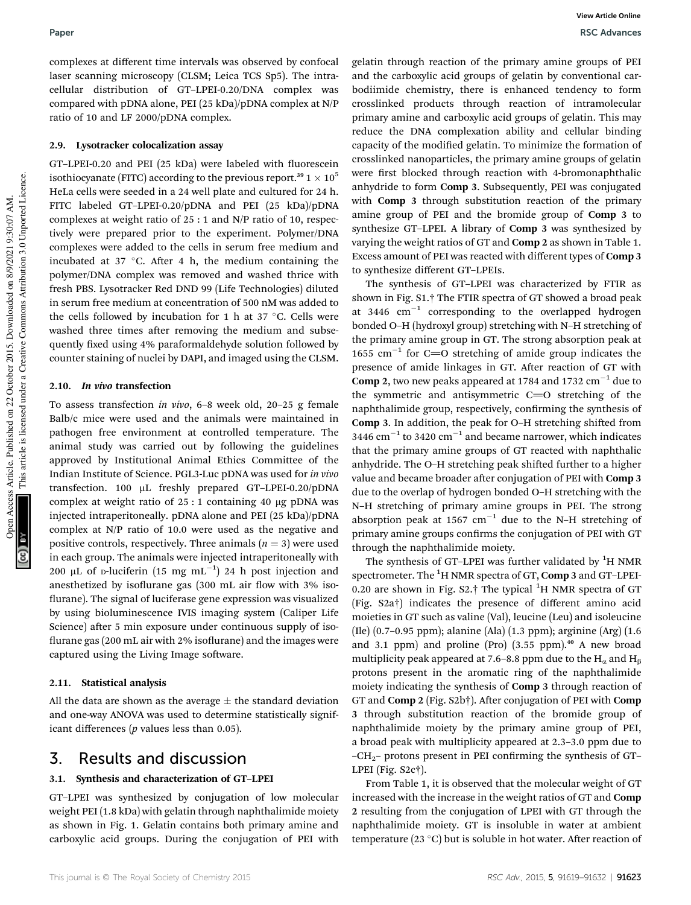complexes at different time intervals was observed by confocal laser scanning microscopy (CLSM; Leica TCS Sp5). The intracellular distribution of GT–LPEI-0.20/DNA complex was compared with pDNA alone, PEI (25 kDa)/pDNA complex at N/P ratio of 10 and LF 2000/pDNA complex.

### 2.9. Lysotracker colocalization assay

GT–LPEI-0.20 and PEI (25 kDa) were labeled with fluorescein isothiocyanate (FITC) according to the previous report.[39] $1 \times 10^5$ HeLa cells were seeded in a 24 well plate and cultured for 24 h. FITC labeled GT–LPEI-0.20/pDNA and PEI (25 kDa)/pDNA complexes at weight ratio of 25 : 1 and N/P ratio of 10, respectively were prepared prior to the experiment. Polymer/DNA complexes were added to the cells in serum free medium and incubated at 37 °C. After 4 h, the medium containing the polymer/DNA complex was removed and washed thrice with fresh PBS. Lysotracker Red DND 99 (Life Technologies) diluted in serum free medium at concentration of 500 nM was added to the cells followed by incubation for 1 h at 37 °C. Cells were washed three times after removing the medium and subsequently fixed using 4% paraformaldehyde solution followed by counter staining of nuclei by DAPI, and imaged using the CLSM.

### 2.10. *In vivo* transfection

To assess transfection *in vivo*, 6–8 week old, 20–25 g female Balb/c mice were used and the animals were maintained in pathogen free environment at controlled temperature. The animal study was carried out by following the guidelines approved by Institutional Animal Ethics Committee of the Indian Institute of Science. PGL3-Luc pDNA was used for *in vivo* transfection. 100 μL freshly prepared GT–LPEI-0.20/pDNA complex at weight ratio of 25 : 1 containing 40 μg pDNA was injected intraperitoneally. pDNA alone and PEI (25 kDa)/pDNA complex at N/P ratio of 10.0 were used as the negative and positive controls, respectively. Three animals ($n = 3$) were used in each group. The animals were injected intraperitoneally with 200 μL of D-luciferin (15 mg mL$^{-1}$) 24 h post injection and anesthetized by isoflurane gas (300 mL air flow with 3% isoflurane). The signal of luciferase gene expression was visualized by using bioluminescence IVIS imaging system (Caliper Life Science) after 5 min exposure under continuous supply of isoflurane gas (200 mL air with 2% isoflurane) and the images were captured using the Living Image software.

### 2.11. Statistical analysis

All the data are shown as the average ± the standard deviation and one-way ANOVA was used to determine statistically significant differences ($p$ values less than 0.05).

## 3. Results and discussion

### 3.1. Synthesis and characterization of GT–LPEI

GT–LPEI was synthesized by conjugation of low molecular weight PEI (1.8 kDa) with gelatin through naphthalimide moiety as shown in Fig. 1. Gelatin contains both primary amine and carboxylic acid groups. During the conjugation of PEI with gelatin through reaction of the primary amine groups of PEI and the carboxylic acid groups of gelatin by conventional carbodiimide chemistry, there is enhanced tendency to form crosslinked products through reaction of intramolecular primary amine and carboxylic acid groups of gelatin. This may reduce the DNA complexation ability and cellular binding capacity of the modified gelatin. To minimize the formation of crosslinked nanoparticles, the primary amine groups of gelatin were first blocked through reaction with 4-bromonaphthalic anhydride to form **Comp 3**. Subsequently, PEI was conjugated with **Comp 3** through substitution reaction of the primary amine group of PEI and the bromide group of **Comp 3** to synthesize GT–LPEI. A library of **Comp 3** was synthesized by varying the weight ratios of GT and **Comp 2** as shown in Table 1. Excess amount of PEI was reacted with different types of **Comp 3** to synthesize different GT–LPEIs.

The synthesis of GT–LPEI was characterized by FTIR as shown in Fig. S1.† The FTIR spectra of GT showed a broad peak at 3446 cm$^{-1}$ corresponding to the overlapped hydrogen bonded O–H (hydroxyl group) stretching with N–H stretching of the primary amine group in GT. The strong absorption peak at 1655 cm$^{-1}$ for C=O stretching of amide group indicates the presence of amide linkages in GT. After reaction of GT with **Comp 2**, two new peaks appeared at 1784 and 1732 cm$^{-1}$ due to the symmetric and antisymmetric C=O stretching of the naphthalimide group, respectively, confirming the synthesis of **Comp 3**. In addition, the peak for O–H stretching shifted from 3446 cm$^{-1}$ to 3420 cm$^{-1}$ and became narrower, which indicates that the primary amine groups of GT reacted with naphthalic anhydride. The O–H stretching peak shifted further to a higher value and became broader after conjugation of PEI with **Comp 3** due to the overlap of hydrogen bonded O–H stretching with the N–H stretching of primary amine groups in PEI. The strong absorption peak at 1567 cm$^{-1}$ due to the N–H stretching of primary amine groups confirms the conjugation of PEI with GT through the naphthalimide moiety.

The synthesis of GT–LPEI was further validated by $^1$H NMR spectrometer. The $^1$H NMR spectra of GT, **Comp 3** and GT–LPEI-0.20 are shown in Fig. S2.† The typical $^1$H NMR spectra of GT (Fig. S2a†) indicates the presence of different amino acid moieties in GT such as valine (Val), leucine (Leu) and isoleucine (Ile) (0.7–0.95 ppm); alanine (Ala) (1.3 ppm); arginine (Arg) (1.6 and 3.1 ppm) and proline (Pro) (3.55 ppm).[40] A new broad multiplicity peak appeared at 7.6–8.8 ppm due to the $H_\alpha$ and $H_\beta$ protons present in the aromatic ring of the naphthalimide moiety indicating the synthesis of **Comp 3** through reaction of GT and **Comp 2** (Fig. S2b†). After conjugation of PEI with **Comp 3** through substitution reaction of the bromide group of naphthalimide moiety by the primary amine group of PEI, a broad peak with multiplicity appeared at 2.3–3.0 ppm due to $-CH_2-$ protons present in PEI confirming the synthesis of GT–LPEI (Fig. S2c†).

From Table 1, it is observed that the molecular weight of GT increased with the increase in the weight ratios of GT and **Comp 2** resulting from the conjugation of LPEI with GT through the naphthalimide moiety. GT is insoluble in water at ambient temperature (23 °C) but is soluble in hot water. After reaction of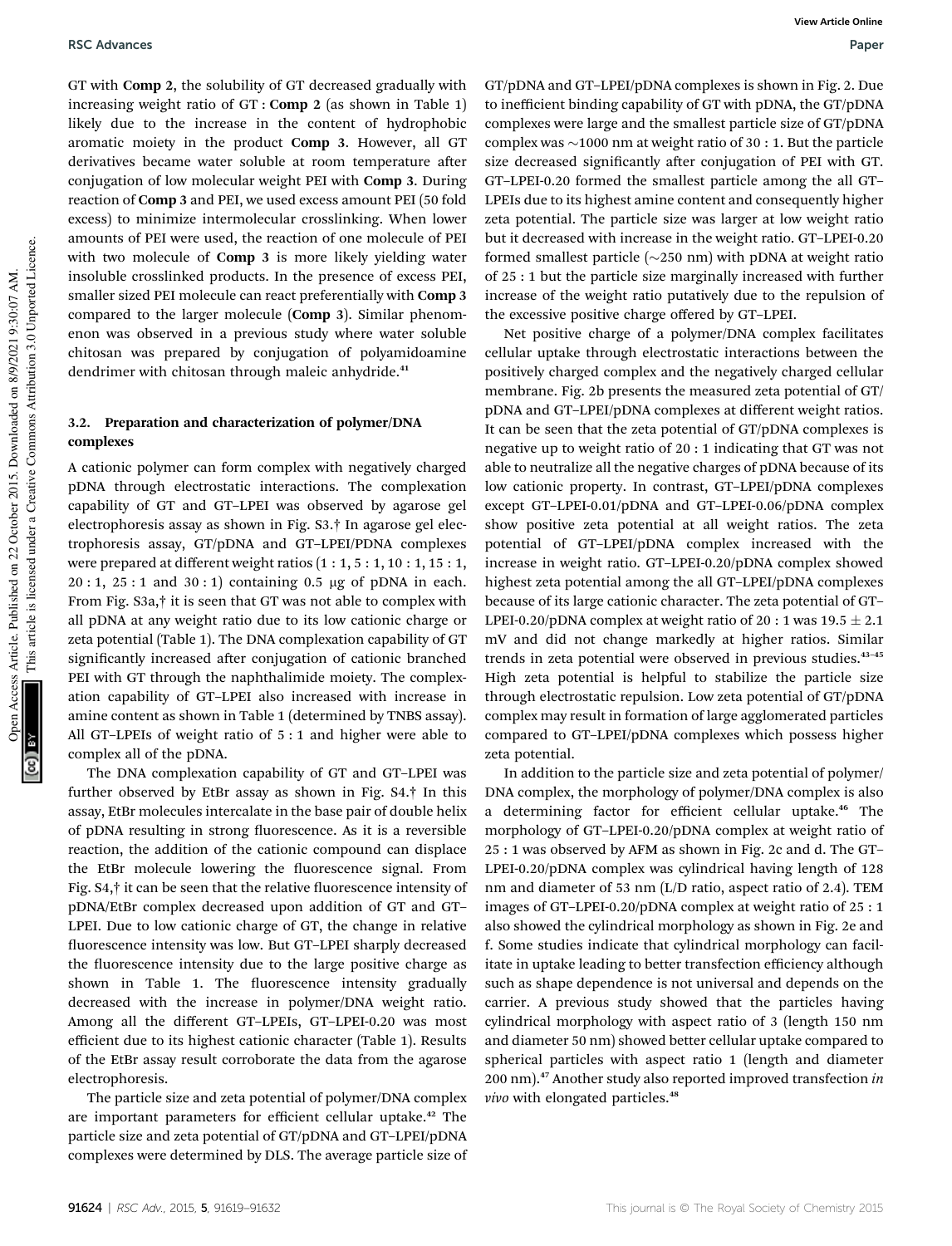GT with **Comp 2**, the solubility of GT decreased gradually with increasing weight ratio of GT : **Comp 2** (as shown in Table 1) likely due to the increase in the content of hydrophobic aromatic moiety in the product **Comp 3**. However, all GT derivatives became water soluble at room temperature after conjugation of low molecular weight PEI with **Comp 3**. During reaction of **Comp 3** and PEI, we used excess amount PEI (50 fold excess) to minimize intermolecular crosslinking. When lower amounts of PEI were used, the reaction of one molecule of PEI with two molecule of **Comp 3** is more likely yielding water insoluble crosslinked products. In the presence of excess PEI, smaller sized PEI molecule can react preferentially with **Comp 3** compared to the larger molecule (**Comp 3**). Similar phenomenon was observed in a previous study where water soluble chitosan was prepared by conjugation of polyamidoamine dendrimer with chitosan through maleic anhydride.[41]

### 3.2. Preparation and characterization of polymer/DNA complexes

A cationic polymer can form complex with negatively charged pDNA through electrostatic interactions. The complexation capability of GT and GT–LPEI was observed by agarose gel electrophoresis assay as shown in Fig. S3.† In agarose gel electrophoresis assay, GT/pDNA and GT–LPEI/PDNA complexes were prepared at different weight ratios (1 : 1, 5 : 1, 10 : 1, 15 : 1, 20 : 1, 25 : 1 and 30 : 1) containing 0.5 μg of pDNA in each. From Fig. S3a,† it is seen that GT was not able to complex with all pDNA at any weight ratio due to its low cationic charge or zeta potential (Table 1). The DNA complexation capability of GT significantly increased after conjugation of cationic branched PEI with GT through the naphthalimide moiety. The complexation capability of GT–LPEI also increased with increase in amine content as shown in Table 1 (determined by TNBS assay). All GT–LPEIs of weight ratio of 5 : 1 and higher were able to complex all of the pDNA.

The DNA complexation capability of GT and GT–LPEI was further observed by EtBr assay as shown in Fig. S4.† In this assay, EtBr molecules intercalate in the base pair of double helix of pDNA resulting in strong fluorescence. As it is a reversible reaction, the addition of the cationic compound can displace the EtBr molecule lowering the fluorescence signal. From Fig. S4,† it can be seen that the relative fluorescence intensity of pDNA/EtBr complex decreased upon addition of GT and GT–LPEI. Due to low cationic charge of GT, the change in relative fluorescence intensity was low. But GT–LPEI sharply decreased the fluorescence intensity due to the large positive charge as shown in Table 1. The fluorescence intensity gradually decreased with the increase in polymer/DNA weight ratio. Among all the different GT–LPEIs, GT–LPEI-0.20 was most efficient due to its highest cationic character (Table 1). Results of the EtBr assay result corroborate the data from the agarose electrophoresis.

The particle size and zeta potential of polymer/DNA complex are important parameters for efficient cellular uptake.[42] The particle size and zeta potential of GT/pDNA and GT–LPEI/pDNA complexes were determined by DLS. The average particle size of GT/pDNA and GT–LPEI/pDNA complexes is shown in Fig. 2. Due to inefficient binding capability of GT with pDNA, the GT/pDNA complexes were large and the smallest particle size of GT/pDNA complex was ~1000 nm at weight ratio of 30 : 1. But the particle size decreased significantly after conjugation of PEI with GT. GT–LPEI-0.20 formed the smallest particle among the all GT–LPEIs due to its highest amine content and consequently higher zeta potential. The particle size was larger at low weight ratio but it decreased with increase in the weight ratio. GT–LPEI-0.20 formed smallest particle (~250 nm) with pDNA at weight ratio of 25 : 1 but the particle size marginally increased with further increase of the weight ratio putatively due to the repulsion of the excessive positive charge offered by GT–LPEI.

Net positive charge of a polymer/DNA complex facilitates cellular uptake through electrostatic interactions between the positively charged complex and the negatively charged cellular membrane. Fig. 2b presents the measured zeta potential of GT/pDNA and GT–LPEI/pDNA complexes at different weight ratios. It can be seen that the zeta potential of GT/pDNA complexes is negative up to weight ratio of 20 : 1 indicating that GT was not able to neutralize all the negative charges of pDNA because of its low cationic property. In contrast, GT–LPEI/pDNA complexes except GT–LPEI-0.01/pDNA and GT–LPEI-0.06/pDNA complex show positive zeta potential at all weight ratios. The zeta potential of GT–LPEI/pDNA complex increased with the increase in weight ratio. GT–LPEI-0.20/pDNA complex showed highest zeta potential among the all GT–LPEI/pDNA complexes because of its large cationic character. The zeta potential of GT–LPEI-0.20/pDNA complex at weight ratio of 20 : 1 was 19.5 ± 2.1 mV and did not change markedly at higher ratios. Similar trends in zeta potential were observed in previous studies.[43–45] High zeta potential is helpful to stabilize the particle size through electrostatic repulsion. Low zeta potential of GT/pDNA complex may result in formation of large agglomerated particles compared to GT–LPEI/pDNA complexes which possess higher zeta potential.

In addition to the particle size and zeta potential of polymer/DNA complex, the morphology of polymer/DNA complex is also a determining factor for efficient cellular uptake.[46] The morphology of GT–LPEI-0.20/pDNA complex at weight ratio of 25 : 1 was observed by AFM as shown in Fig. 2c and d. The GT–LPEI-0.20/pDNA complex was cylindrical having length of 128 nm and diameter of 53 nm (L/D ratio, aspect ratio of 2.4). TEM images of GT–LPEI-0.20/pDNA complex at weight ratio of 25 : 1 also showed the cylindrical morphology as shown in Fig. 2e and f. Some studies indicate that cylindrical morphology can facilitate in uptake leading to better transfection efficiency although such as shape dependence is not universal and depends on the carrier. A previous study showed that the particles having cylindrical morphology with aspect ratio of 3 (length 150 nm and diameter 50 nm) showed better cellular uptake compared to spherical particles with aspect ratio 1 (length and diameter 200 nm).[47] Another study also reported improved transfection *in vivo* with elongated particles.[48]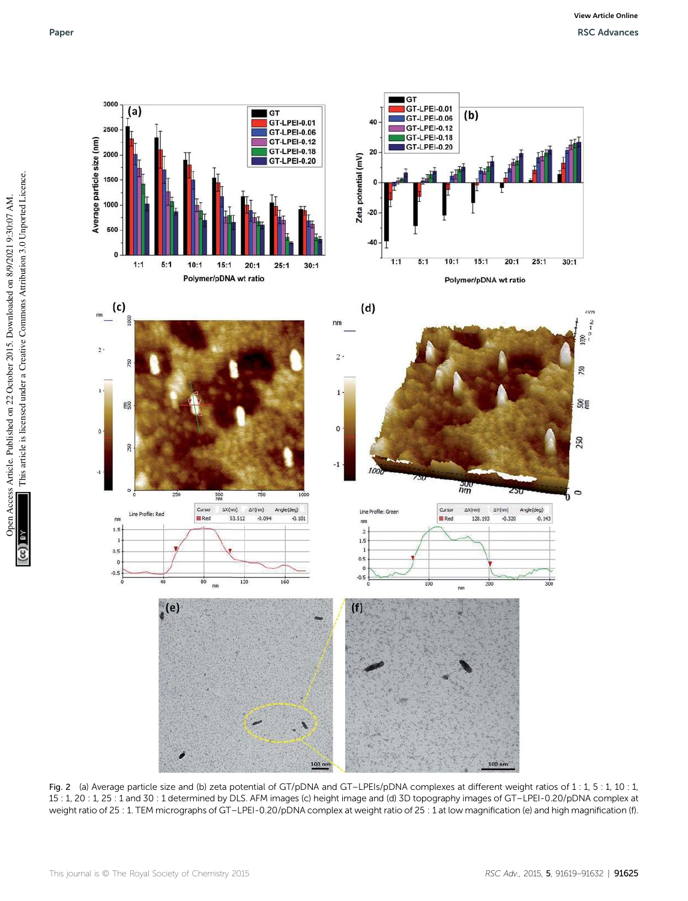Fig. 2 (a) Average particle size and (b) zeta potential of GT/pDNA and GT–LPEIs/pDNA complexes at different weight ratios of 1 : 1, 5 : 1, 10 : 1, 15 : 1, 20 : 1, 25 : 1 and 30 : 1 determined by DLS. AFM images (c) height image and (d) 3D topography images of GT–LPEI-0.20/pDNA complex at weight ratio of 25 : 1. TEM micrographs of GT–LPEI-0.20/pDNA complex at weight ratio of 25 : 1 at low magnification (e) and high magnification (f).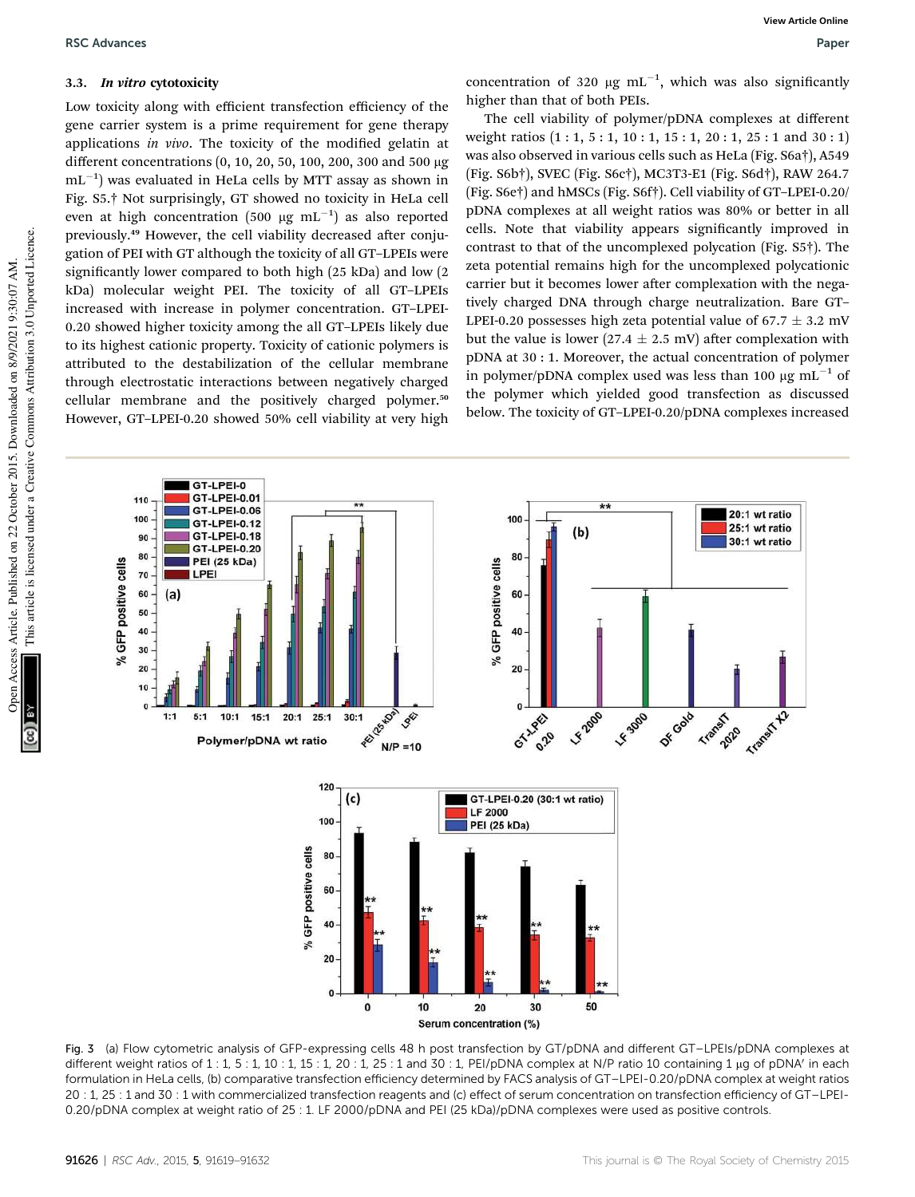### 3.3. *In vitro* cytotoxicity

Low toxicity along with efficient transfection efficiency of the gene carrier system is a prime requirement for gene therapy applications *in vivo*. The toxicity of the modified gelatin at different concentrations (0, 10, 20, 50, 100, 200, 300 and 500 μg $mL^{-1}$) was evaluated in HeLa cells by MTT assay as shown in Fig. S5.† Not surprisingly, GT showed no toxicity in HeLa cell even at high concentration (500 μg $mL^{-1}$) as also reported previously.[49] However, the cell viability decreased after conjugation of PEI with GT although the toxicity of all GT–LPEIs were significantly lower compared to both high (25 kDa) and low (2 kDa) molecular weight PEI. The toxicity of all GT–LPEIs increased with increase in polymer concentration. GT–LPEI-0.20 showed higher toxicity among the all GT–LPEIs likely due to its highest cationic property. Toxicity of cationic polymers is attributed to the destabilization of the cellular membrane through electrostatic interactions between negatively charged cellular membrane and the positively charged polymer.[50] However, GT–LPEI-0.20 showed 50% cell viability at very high concentration of 320 μg $mL^{-1}$, which was also significantly higher than that of both PEIs.

The cell viability of polymer/pDNA complexes at different weight ratios (1 : 1, 5 : 1, 10 : 1, 15 : 1, 20 : 1, 25 : 1 and 30 : 1) was also observed in various cells such as HeLa (Fig. S6a†), A549 (Fig. S6b†), SVEC (Fig. S6c†), MC3T3-E1 (Fig. S6d†), RAW 264.7 (Fig. S6e†) and hMSCs (Fig. S6f†). Cell viability of GT–LPEI-0.20/pDNA complexes at all weight ratios was 80% or better in all cells. Note that viability appears significantly improved in contrast to that of the uncomplexed polycation (Fig. S5†). The zeta potential remains high for the uncomplexed polycationic carrier but it becomes lower after complexation with the negatively charged DNA through charge neutralization. Bare GT–LPEI-0.20 possesses high zeta potential value of 67.7 ± 3.2 mV but the value is lower (27.4 ± 2.5 mV) after complexation with pDNA at 30 : 1. Moreover, the actual concentration of polymer in polymer/pDNA complex used was less than 100 μg $mL^{-1}$ of the polymer which yielded good transfection as discussed below. The toxicity of GT–LPEI-0.20/pDNA complexes increased

Fig. 3 (a) Flow cytometric analysis of GFP-expressing cells 48 h post transfection by GT/pDNA and different GT–LPEIs/pDNA complexes at different weight ratios of 1 : 1, 5 : 1, 10 : 1, 15 : 1, 20 : 1, 25 : 1 and 30 : 1, PEI/pDNA complex at N/P ratio 10 containing 1 μg of pDNA' in each formulation in HeLa cells, (b) comparative transfection efficiency determined by FACS analysis of GT–LPEI-0.20/pDNA complex at weight ratios 20 : 1, 25 : 1 and 30 : 1 with commercialized transfection reagents and (c) effect of serum concentration on transfection efficiency of GT–LPEI-0.20/pDNA complex at weight ratio of 25 : 1. LF 2000/pDNA and PEI (25 kDa)/pDNA complexes were used as positive controls.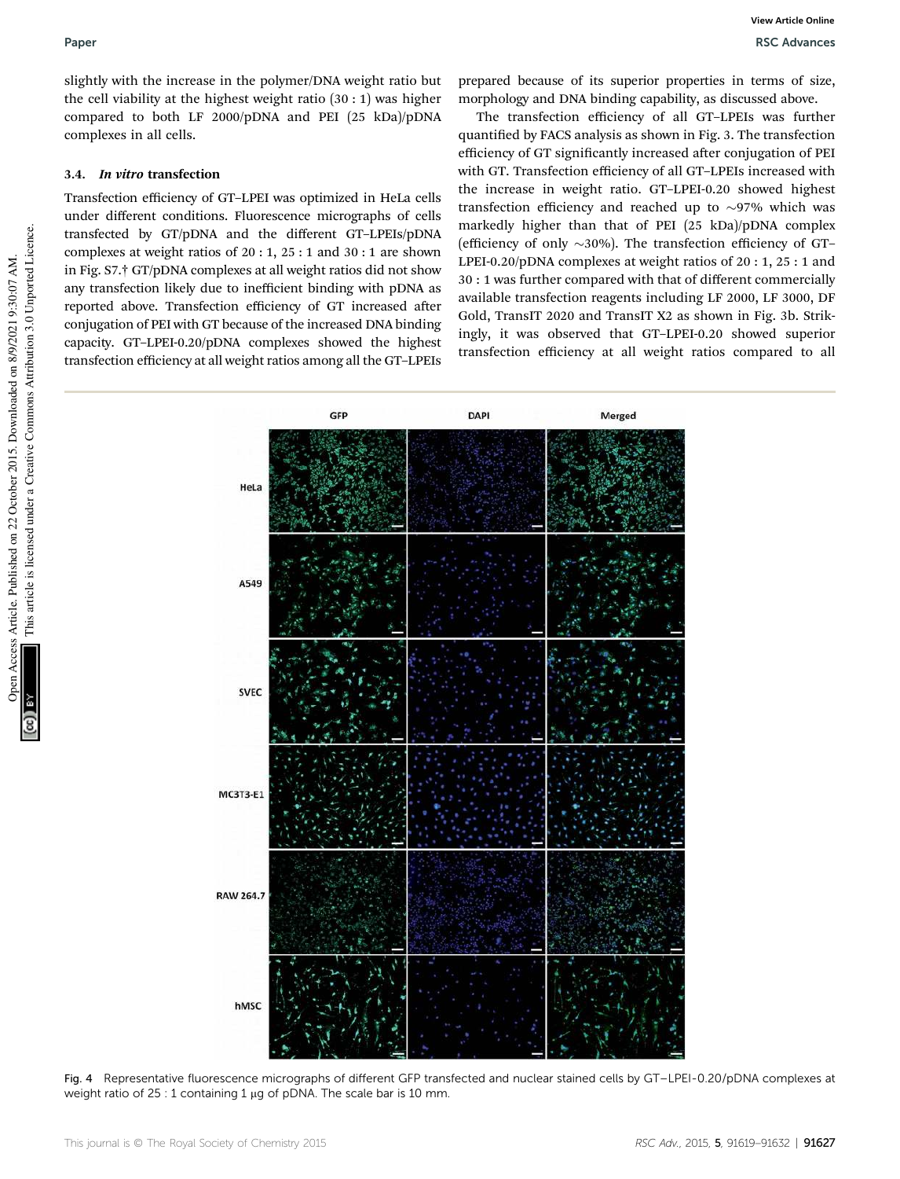slightly with the increase in the polymer/DNA weight ratio but the cell viability at the highest weight ratio (30 : 1) was higher compared to both LF 2000/pDNA and PEI (25 kDa)/pDNA complexes in all cells.

### 3.4. *In vitro* transfection

Transfection efficiency of GT–LPEI was optimized in HeLa cells under different conditions. Fluorescence micrographs of cells transfected by GT/pDNA and the different GT–LPEIs/pDNA complexes at weight ratios of 20 : 1, 25 : 1 and 30 : 1 are shown in Fig. S7.† GT/pDNA complexes at all weight ratios did not show any transfection likely due to inefficient binding with pDNA as reported above. Transfection efficiency of GT increased after conjugation of PEI with GT because of the increased DNA binding capacity. GT–LPEI-0.20/pDNA complexes showed the highest transfection efficiency at all weight ratios among all the GT–LPEIs prepared because of its superior properties in terms of size, morphology and DNA binding capability, as discussed above.

The transfection efficiency of all GT–LPEIs was further quantified by FACS analysis as shown in Fig. 3. The transfection efficiency of GT significantly increased after conjugation of PEI with GT. Transfection efficiency of all GT–LPEIs increased with the increase in weight ratio. GT–LPEI-0.20 showed highest transfection efficiency and reached up to ∼97% which was markedly higher than that of PEI (25 kDa)/pDNA complex (efficiency of only ∼30%). The transfection efficiency of GT–LPEI-0.20/pDNA complexes at weight ratios of 20 : 1, 25 : 1 and 30 : 1 was further compared with that of different commercially available transfection reagents including LF 2000, LF 3000, DF Gold, TransIT 2020 and TransIT X2 as shown in Fig. 3b. Strikingly, it was observed that GT–LPEI-0.20 showed superior transfection efficiency at all weight ratios compared to all

Fig. 4 Representative fluorescence micrographs of different GFP transfected and nuclear stained cells by GT–LPEI-0.20/pDNA complexes at weight ratio of 25 : 1 containing 1 μg of pDNA. The scale bar is 10 mm.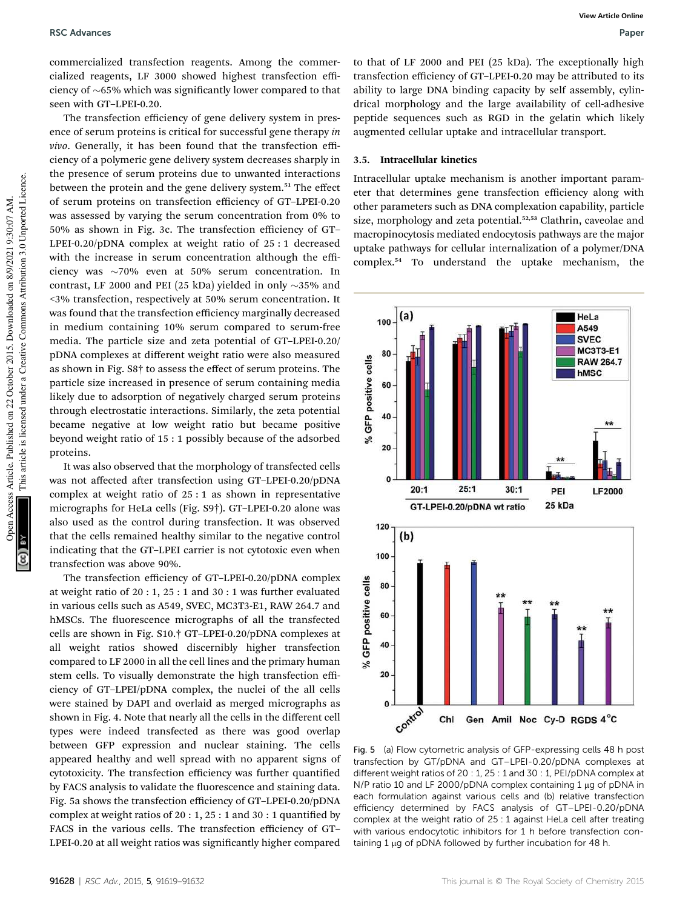commercialized transfection reagents. Among the commercialized reagents, LF 3000 showed highest transfection efficiency of ~65% which was significantly lower compared to that seen with GT–LPEI-0.20.

The transfection efficiency of gene delivery system in presence of serum proteins is critical for successful gene therapy *in vivo*. Generally, it has been found that the transfection efficiency of a polymeric gene delivery system decreases sharply in the presence of serum proteins due to unwanted interactions between the protein and the gene delivery system.[51] The effect of serum proteins on transfection efficiency of GT–LPEI-0.20 was assessed by varying the serum concentration from 0% to 50% as shown in Fig. 3c. The transfection efficiency of GT–LPEI-0.20/pDNA complex at weight ratio of 25 : 1 decreased with the increase in serum concentration although the efficiency was ~70% even at 50% serum concentration. In contrast, LF 2000 and PEI (25 kDa) yielded in only ~35% and <3% transfection, respectively at 50% serum concentration. It was found that the transfection efficiency marginally decreased in medium containing 10% serum compared to serum-free media. The particle size and zeta potential of GT–LPEI-0.20/pDNA complexes at different weight ratio were also measured as shown in Fig. S8† to assess the effect of serum proteins. The particle size increased in presence of serum containing media likely due to adsorption of negatively charged serum proteins through electrostatic interactions. Similarly, the zeta potential became negative at low weight ratio but became positive beyond weight ratio of 15 : 1 possibly because of the adsorbed proteins.

It was also observed that the morphology of transfected cells was not affected after transfection using GT–LPEI-0.20/pDNA complex at weight ratio of 25 : 1 as shown in representative micrographs for HeLa cells (Fig. S9†). GT–LPEI-0.20 alone was also used as the control during transfection. It was observed that the cells remained healthy similar to the negative control indicating that the GT–LPEI carrier is not cytotoxic even when transfection was above 90%.

The transfection efficiency of GT–LPEI-0.20/pDNA complex at weight ratio of 20 : 1, 25 : 1 and 30 : 1 was further evaluated in various cells such as A549, SVEC, MC3T3-E1, RAW 264.7 and hMSCs. The fluorescence micrographs of all the transfected cells are shown in Fig. S10.† GT–LPEI-0.20/pDNA complexes at all weight ratios showed discernibly higher transfection compared to LF 2000 in all the cell lines and the primary human stem cells. To visually demonstrate the high transfection efficiency of GT–LPEI/pDNA complex, the nuclei of the all cells were stained by DAPI and overlaid as merged micrographs as shown in Fig. 4. Note that nearly all the cells in the different cell types were indeed transfected as there was good overlap between GFP expression and nuclear staining. The cells appeared healthy and well spread with no apparent signs of cytotoxicity. The transfection efficiency was further quantified by FACS analysis to validate the fluorescence and staining data. Fig. 5a shows the transfection efficiency of GT–LPEI-0.20/pDNA complex at weight ratios of 20 : 1, 25 : 1 and 30 : 1 quantified by FACS in the various cells. The transfection efficiency of GT–LPEI-0.20 at all weight ratios was significantly higher compared to that of LF 2000 and PEI (25 kDa). The exceptionally high transfection efficiency of GT–LPEI-0.20 may be attributed to its ability to large DNA binding capacity by self assembly, cylindrical morphology and the large availability of cell-adhesive peptide sequences such as RGD in the gelatin which likely augmented cellular uptake and intracellular transport.

### 3.5. Intracellular kinetics

Intracellular uptake mechanism is another important parameter that determines gene transfection efficiency along with other parameters such as DNA complexation capability, particle size, morphology and zeta potential.[52,53] Clathrin, caveolae and macropinocytosis mediated endocytosis pathways are the major uptake pathways for cellular internalization of a polymer/DNA complex.[54] To understand the uptake mechanism, the

Fig. 5 (a) Flow cytometric analysis of GFP-expressing cells 48 h post transfection by GT/pDNA and GT–LPEI-0.20/pDNA complexes at different weight ratios of 20 : 1, 25 : 1 and 30 : 1, PEI/pDNA complex at N/P ratio 10 and LF 2000/pDNA complex containing 1 μg of pDNA in each formulation against various cells and (b) relative transfection efficiency determined by FACS analysis of GT–LPEI-0.20/pDNA complex at the weight ratio of 25 : 1 against HeLa cell after treating with various endocytic inhibitors for 1 h before transfection containing 1 μg of pDNA followed by further incubation for 48 h.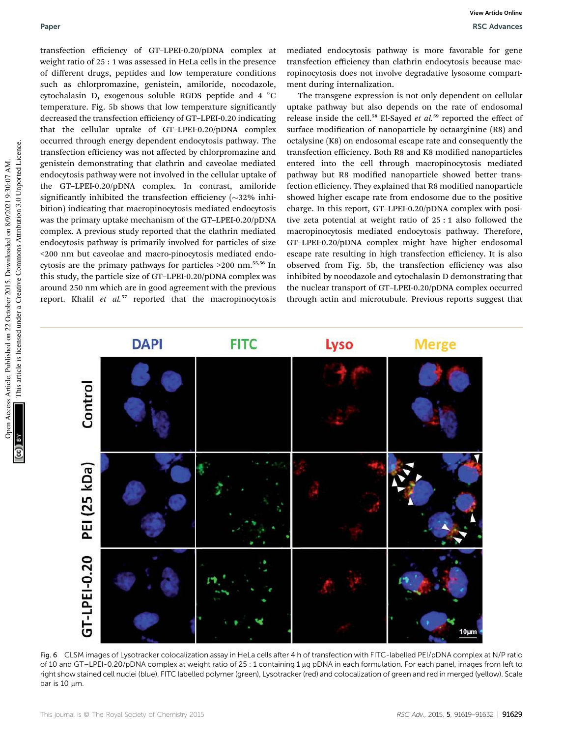transfection efficiency of GT–LPEI-0.20/pDNA complex at weight ratio of 25 : 1 was assessed in HeLa cells in the presence of different drugs, peptides and low temperature conditions such as chlorpromazine, genistein, amiloride, nocodazole, cytochalasin D, exogenous soluble RGDS peptide and 4 °C temperature. Fig. 5b shows that low temperature significantly decreased the transfection efficiency of GT–LPEI-0.20 indicating that the cellular uptake of GT–LPEI-0.20/pDNA complex occurred through energy dependent endocytosis pathway. The transfection efficiency was not affected by chlorpromazine and genistein demonstrating that clathrin and caveolae mediated endocytosis pathway were not involved in the cellular uptake of the GT–LPEI-0.20/pDNA complex. In contrast, amiloride significantly inhibited the transfection efficiency (~32% inhibition) indicating that macropinocytosis mediated endocytosis was the primary uptake mechanism of the GT–LPEI-0.20/pDNA complex. A previous study reported that the clathrin mediated endocytosis pathway is primarily involved for particles of size <200 nm but caveolae and macro-pinocytosis mediated endocytosis are the primary pathways for particles >200 nm.[55,56] In this study, the particle size of GT–LPEI-0.20/pDNA complex was around 250 nm which are in good agreement with the previous report. Khalil *et al.*[57] reported that the macropinocytosis mediated endocytosis pathway is more favorable for gene transfection efficiency than clathrin endocytosis because macropinocytosis does not involve degradative lysosome compartment during internalization.

The transgene expression is not only dependent on cellular uptake pathway but also depends on the rate of endosomal release inside the cell.[58] El-Sayed *et al.*[59] reported the effect of surface modification of nanoparticle by octaarginine (R8) and octalysine (K8) on endosomal escape rate and consequently the transfection efficiency. Both R8 and K8 modified nanoparticles entered into the cell through macropinocytosis mediated pathway but R8 modified nanoparticle showed better transfection efficiency. They explained that R8 modified nanoparticle showed higher escape rate from endosome due to the positive charge. In this report, GT–LPEI-0.20/pDNA complex with positive zeta potential at weight ratio of 25 : 1 also followed the macropinocytosis mediated endocytosis pathway. Therefore, GT–LPEI-0.20/pDNA complex might have higher endosomal escape rate resulting in high transfection efficiency. It is also observed from Fig. 5b, the transfection efficiency was also inhibited by nocodazole and cytochalasin D demonstrating that the nuclear transport of GT–LPEI-0.20/pDNA complex occurred through actin and microtubule. Previous reports suggest that

Fig. 6 CLSM images of Lysotracker colocalization assay in HeLa cells after 4 h of transfection with FITC-labelled PEI/pDNA complex at N/P ratio of 10 and GT–LPEI-0.20/pDNA complex at weight ratio of 25 : 1 containing 1 μg pDNA in each formulation. For each panel, images from left to right show stained cell nuclei (blue), FITC labelled polymer (green), Lysotracker (red) and colocalization of green and red in merged (yellow). Scale bar is 10 μm.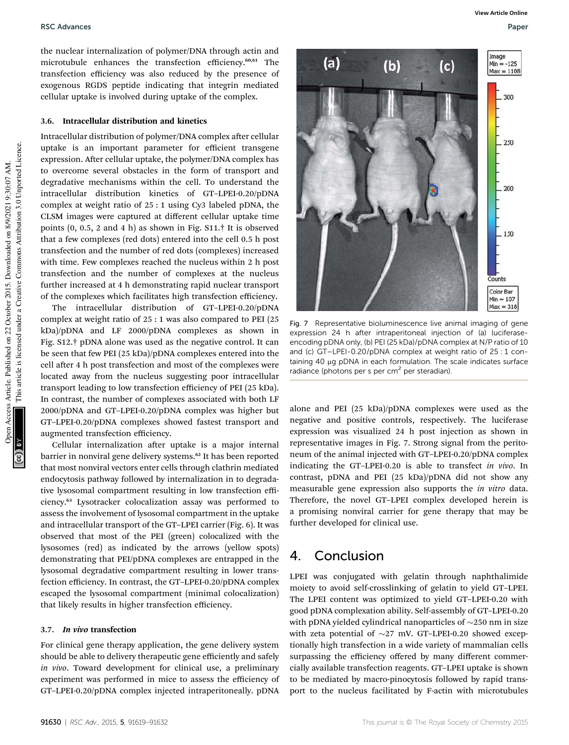the nuclear internalization of polymer/DNA through actin and microtubule enhances the transfection efficiency.[60,61] The transfection efficiency was also reduced by the presence of exogenous RGDS peptide indicating that integrin mediated cellular uptake is involved during uptake of the complex.

### 3.6. Intracellular distribution and kinetics

Intracellular distribution of polymer/DNA complex after cellular uptake is an important parameter for efficient transgene expression. After cellular uptake, the polymer/DNA complex has to overcome several obstacles in the form of transport and degradative mechanisms within the cell. To understand the intracellular distribution kinetics of GT–LPEI-0.20/pDNA complex at weight ratio of 25 : 1 using Cy3 labeled pDNA, the CLSM images were captured at different cellular uptake time points (0, 0.5, 2 and 4 h) as shown in Fig. S11.† It is observed that a few complexes (red dots) entered into the cell 0.5 h post transfection and the number of red dots (complexes) increased with time. Few complexes reached the nucleus within 2 h post transfection and the number of complexes at the nucleus further increased at 4 h demonstrating rapid nuclear transport of the complexes which facilitates high transfection efficiency.

The intracellular distribution of GT–LPEI-0.20/pDNA complex at weight ratio of 25 : 1 was also compared to PEI (25 kDa)/pDNA and LF 2000/pDNA complexes as shown in Fig. S12.† pDNA alone was used as the negative control. It can be seen that few PEI (25 kDa)/pDNA complexes entered into the cell after 4 h post transfection and most of the complexes were located away from the nucleus suggesting poor intracellular transport leading to low transfection efficiency of PEI (25 kDa). In contrast, the number of complexes associated with both LF 2000/pDNA and GT–LPEI-0.20/pDNA complex was higher but GT–LPEI-0.20/pDNA complexes showed fastest transport and augmented transfection efficiency.

Cellular internalization after uptake is a major internal barrier in nonviral gene delivery systems.[62] It has been reported that most nonviral vectors enter cells through clathrin mediated endocytosis pathway followed by internalization in to degradative lysosomal compartment resulting in low transfection efficiency.[63] Lysotracker colocalization assay was performed to assess the involvement of lysosomal compartment in the uptake and intracellular transport of the GT–LPEI carrier (Fig. 6). It was observed that most of the PEI (green) colocalized with the lysosomes (red) as indicated by the arrows (yellow spots) demonstrating that PEI/pDNA complexes are entrapped in the lysosomal degradative compartment resulting in lower transfection efficiency. In contrast, the GT–LPEI-0.20/pDNA complex escaped the lysosomal compartment (minimal colocalization) that likely results in higher transfection efficiency.

### 3.7. *In vivo* transfection

For clinical gene therapy application, the gene delivery system should be able to deliver therapeutic gene efficiently and safely *in vivo*. Toward development for clinical use, a preliminary experiment was performed in mice to assess the efficiency of GT–LPEI-0.20/pDNA complex injected intraperitoneally. pDNA alone and PEI (25 kDa)/pDNA complexes were used as the negative and positive controls, respectively. The luciferase expression was visualized 24 h post injection as shown in representative images in Fig. 7. Strong signal from the peritoneum of the animal injected with GT–LPEI-0.20/pDNA complex indicating the GT–LPEI-0.20 is able to transfect *in vivo*. In contrast, pDNA and PEI (25 kDa)/pDNA did not show any measurable gene expression also supports the *in vitro* data. Therefore, the novel GT–LPEI complex developed herein is a promising nonviral carrier for gene therapy that may be further developed for clinical use.

Fig. 7 Representative bioluminescence live animal imaging of gene expression 24 h after intraperitoneal injection of (a) luciferase-encoding pDNA only, (b) PEI (25 kDa)/pDNA complex at N/P ratio of 10 and (c) GT–LPEI-0.20/pDNA complex at weight ratio of 25 : 1 containing 40 μg pDNA in each formulation. The scale indicates surface radiance (photons per s per $cm^2$ per steradian).

## 4. Conclusion

LPEI was conjugated with gelatin through naphthalimide moiety to avoid self-crosslinking of gelatin to yield GT–LPEI. The LPEI content was optimized to yield GT–LPEI-0.20 with good pDNA complexation ability. Self-assembly of GT–LPEI-0.20 with pDNA yielded cylindrical nanoparticles of ∼250 nm in size with zeta potential of ∼27 mV. GT–LPEI-0.20 showed exceptionally high transfection in a wide variety of mammalian cells surpassing the efficiency offered by many different commercially available transfection reagents. GT–LPEI uptake is shown to be mediated by macro-pinocytosis followed by rapid transport to the nucleus facilitated by F-actin with microtubules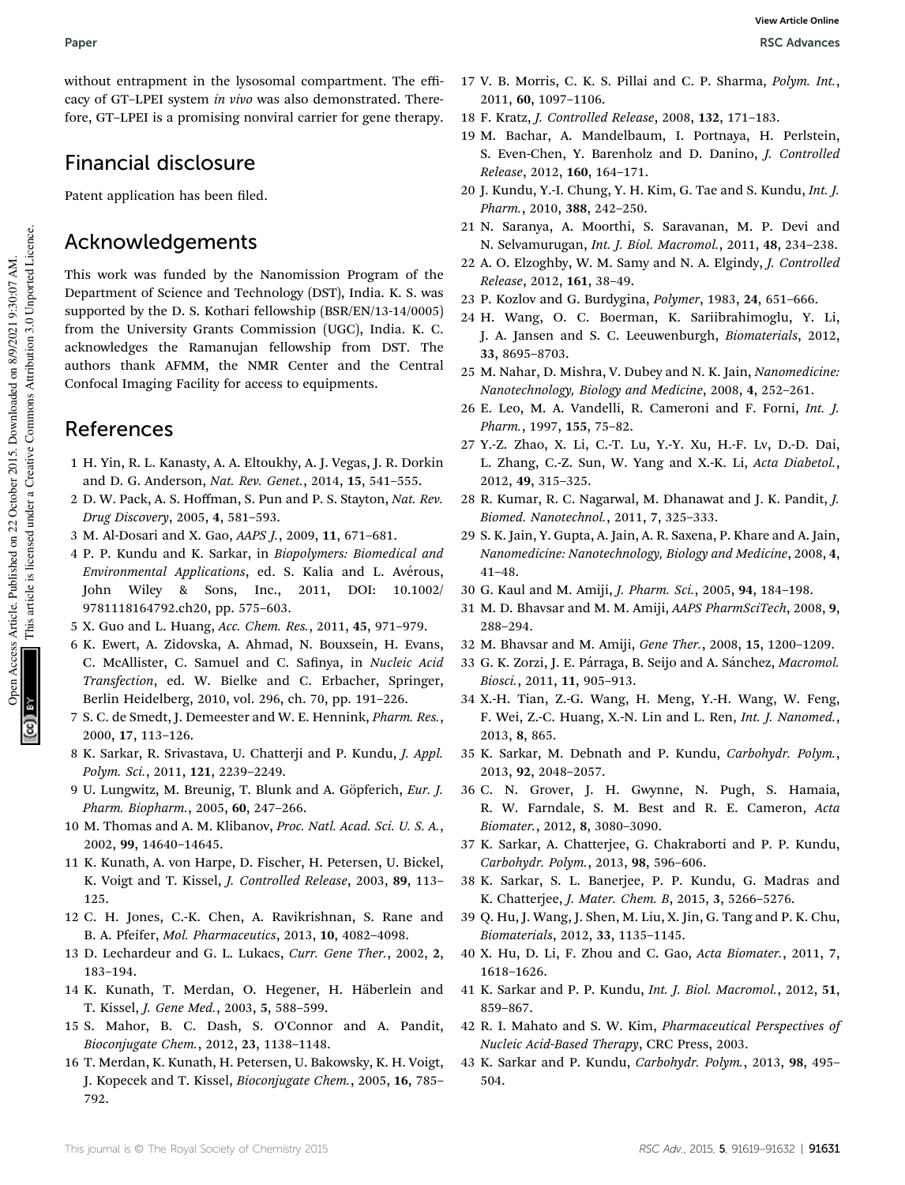without entrapment in the lysosomal compartment. The efficacy of GT–LPEI system *in vivo* was also demonstrated. Therefore, GT–LPEI is a promising nonviral carrier for gene therapy.

## Financial disclosure

Patent application has been filed.

## Acknowledgements

This work was funded by the Nanomission Program of the Department of Science and Technology (DST), India. K. S. was supported by the D. S. Kothari fellowship (BSR/EN/13-14/0005) from the University Grants Commission (UGC), India. K. C. acknowledges the Ramanujan fellowship from DST. The authors thank AFMM, the NMR Center and the Central Confocal Imaging Facility for access to equipments.

## References

1 H. Yin, R. L. Kanasty, A. A. Eltoukhy, A. J. Vegas, J. R. Dorkin and D. G. Anderson, *Nat. Rev. Genet.*, 2014, **15**, 541–555.
2 D. W. Pack, A. S. Hoffman, S. Pun and P. S. Stayton, *Nat. Rev. Drug Discovery*, 2005, **4**, 581–593.
3 M. Al-Dosari and X. Gao, *AAPS J.*, 2009, **11**, 671–681.
4 P. P. Kundu and K. Sarkar, in *Biopolymers: Biomedical and Environmental Applications*, ed. S. Kalia and L. Avérous, John Wiley & Sons, Inc., 2011, DOI: 10.1002/9781118164792.ch20, pp. 575–603.
5 X. Guo and L. Huang, *Acc. Chem. Res.*, 2011, **45**, 971–979.
6 K. Ewert, A. Zidovska, A. Ahmad, N. Bouxsein, H. Evans, C. McAllister, C. Samuel and C. Safinya, in *Nucleic Acid Transfection*, ed. W. Bielke and C. Erbacher, Springer, Berlin Heidelberg, 2010, vol. 296, ch. 70, pp. 191–226.
7 S. C. de Smedt, J. Demeester and W. E. Hennink, *Pharm. Res.*, 2000, **17**, 113–126.
8 K. Sarkar, R. Srivastava, U. Chatterji and P. Kundu, *J. Appl. Polym. Sci.*, 2011, **121**, 2239–2249.
9 U. Lungwitz, M. Breunig, T. Blunk and A. Göpferich, *Eur. J. Pharm. Biopharm.*, 2005, **60**, 247–266.
10 M. Thomas and A. M. Klibanov, *Proc. Natl. Acad. Sci. U. S. A.*, 2002, **99**, 14640–14645.
11 K. Kunath, A. von Harpe, D. Fischer, H. Petersen, U. Bickel, K. Voigt and T. Kissel, *J. Controlled Release*, 2003, **89**, 113–125.
12 C. H. Jones, C.-K. Chen, A. Ravikrishnan, S. Rane and B. A. Pfeifer, *Mol. Pharmaceutics*, 2013, **10**, 4082–4098.
13 D. Lechardeur and G. L. Lukacs, *Curr. Gene Ther.*, 2002, **2**, 183–194.
14 K. Kunath, T. Merdan, O. Hegener, H. Häberlein and T. Kissel, *J. Gene Med.*, 2003, **5**, 588–599.
15 S. Mahor, B. C. Dash, S. O'Connor and A. Pandit, *Bioconjugate Chem.*, 2012, **23**, 1138–1148.
16 T. Merdan, K. Kunath, H. Petersen, U. Bakowsky, K. H. Voigt, J. Kopecek and T. Kissel, *Bioconjugate Chem.*, 2005, **16**, 785–792.
17 V. B. Morris, C. K. S. Pillai and C. P. Sharma, *Polym. Int.*, 2011, **60**, 1097–1106.
18 F. Kratz, *J. Controlled Release*, 2008, **132**, 171–183.
19 M. Bachar, A. Mandelbaum, I. Portnaya, H. Perlstein, S. Even-Chen, Y. Barenholz and D. Danino, *J. Controlled Release*, 2012, **160**, 164–171.
20 J. Kundu, Y.-I. Chung, Y. H. Kim, G. Tae and S. Kundu, *Int. J. Pharm.*, 2010, **388**, 242–250.
21 N. Saranya, A. Moorthi, S. Saravanan, M. P. Devi and N. Selvamurugan, *Int. J. Biol. Macromol.*, 2011, **48**, 234–238.
22 A. O. Elzoghby, W. M. Samy and N. A. Elgindy, *J. Controlled Release*, 2012, **161**, 38–49.
23 P. Kozlov and G. Burdygina, *Polymer*, 1983, **24**, 651–666.
24 H. Wang, O. C. Boerman, K. Sariibrahimoglu, Y. Li, J. A. Jansen and S. C. Leeuwenburgh, *Biomaterials*, 2012, **33**, 8695–8703.
25 M. Nahar, D. Mishra, V. Dubey and N. K. Jain, *Nanomedicine: Nanotechnology, Biology and Medicine*, 2008, **4**, 252–261.
26 E. Leo, M. A. Vandelli, R. Cameroni and F. Forni, *Int. J. Pharm.*, 1997, **155**, 75–82.
27 Y.-Z. Zhao, X. Li, C.-T. Lu, Y.-Y. Xu, H.-F. Lv, D.-D. Dai, L. Zhang, C.-Z. Sun, W. Yang and X.-K. Li, *Acta Diabetol.*, 2012, **49**, 315–325.
28 R. Kumar, R. C. Nagarwal, M. Dhanawat and J. K. Pandit, *J. Biomed. Nanotechnol.*, 2011, **7**, 325–333.
29 S. K. Jain, Y. Gupta, A. Jain, A. R. Saxena, P. Khare and A. Jain, *Nanomedicine: Nanotechnology, Biology and Medicine*, 2008, **4**, 41–48.
30 G. Kaul and M. Amiji, *J. Pharm. Sci.*, 2005, **94**, 184–198.
31 M. D. Bhavsar and M. M. Amiji, *AAPS PharmSciTech*, 2008, **9**, 288–294.
32 M. Bhavsar and M. Amiji, *Gene Ther.*, 2008, **15**, 1200–1209.
33 G. K. Zorzi, J. E. Párraga, B. Seijo and A. Sánchez, *Macromol. Biosci.*, 2011, **11**, 905–913.
34 X.-H. Tian, Z.-G. Wang, H. Meng, Y.-H. Wang, W. Feng, F. Wei, Z.-C. Huang, X.-N. Lin and L. Ren, *Int. J. Nanomed.*, 2013, **8**, 865.
35 K. Sarkar, M. Debnath and P. Kundu, *Carbohydr. Polym.*, 2013, **92**, 2048–2057.
36 C. N. Grover, J. H. Gwynne, N. Pugh, S. Hamaia, R. W. Farndale, S. M. Best and R. E. Cameron, *Acta Biomater.*, 2012, **8**, 3080–3090.
37 K. Sarkar, A. Chatterjee, G. Chakraborti and P. P. Kundu, *Carbohydr. Polym.*, 2013, **98**, 596–606.
38 K. Sarkar, S. L. Banerjee, P. P. Kundu, G. Madras and K. Chatterjee, *J. Mater. Chem. B*, 2015, **3**, 5266–5276.
39 Q. Hu, J. Wang, J. Shen, M. Liu, X. Jin, G. Tang and P. K. Chu, *Biomaterials*, 2012, **33**, 1135–1145.
40 X. Hu, D. Li, F. Zhou and C. Gao, *Acta Biomater.*, 2011, **7**, 1618–1626.
41 K. Sarkar and P. P. Kundu, *Int. J. Biol. Macromol.*, 2012, **51**, 859–867.
42 R. I. Mahato and S. W. Kim, *Pharmaceutical Perspectives of Nucleic Acid-Based Therapy*, CRC Press, 2003.
43 K. Sarkar and P. Kundu, *Carbohydr. Polym.*, 2013, **98**, 495–504.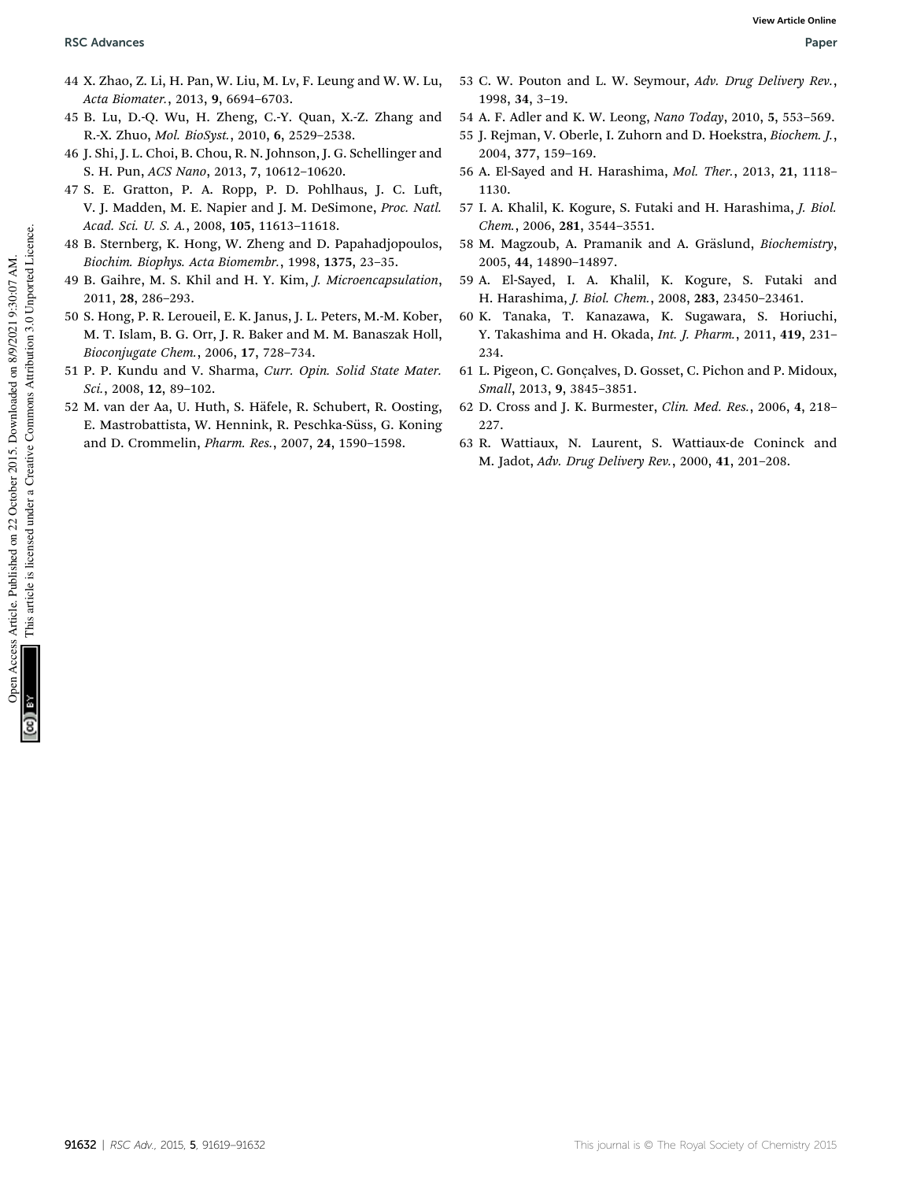44 X. Zhao, Z. Li, H. Pan, W. Liu, M. Lv, F. Leung and W. W. Lu, *Acta Biomater.*, 2013, **9**, 6694–6703.

45 B. Lu, D.-Q. Wu, H. Zheng, C.-Y. Quan, X.-Z. Zhang and R.-X. Zhuo, *Mol. BioSyst.*, 2010, **6**, 2529–2538.

46 J. Shi, J. L. Choi, B. Chou, R. N. Johnson, J. G. Schellinger and S. H. Pun, *ACS Nano*, 2013, **7**, 10612–10620.

47 S. E. Gratton, P. A. Ropp, P. D. Pohlhaus, J. C. Luft, V. J. Madden, M. E. Napier and J. M. DeSimone, *Proc. Natl. Acad. Sci. U. S. A.*, 2008, **105**, 11613–11618.

48 B. Sternberg, K. Hong, W. Zheng and D. Papahadjopoulos, *Biochim. Biophys. Acta Biomembr.*, 1998, **1375**, 23–35.

49 B. Gaihre, M. S. Khil and H. Y. Kim, *J. Microencapsulation*, 2011, **28**, 286–293.

50 S. Hong, P. R. Leroueil, E. K. Janus, J. L. Peters, M.-M. Kober, M. T. Islam, B. G. Orr, J. R. Baker and M. M. Banaszak Holl, *Bioconjugate Chem.*, 2006, **17**, 728–734.

51 P. P. Kundu and V. Sharma, *Curr. Opin. Solid State Mater. Sci.*, 2008, **12**, 89–102.

52 M. van der Aa, U. Huth, S. Häfele, R. Schubert, R. Oosting, E. Mastrobattista, W. Hennink, R. Peschka-Süss, G. Koning and D. Crommelin, *Pharm. Res.*, 2007, **24**, 1590–1598.

53 C. W. Pouton and L. W. Seymour, *Adv. Drug Delivery Rev.*, 1998, **34**, 3–19.

54 A. F. Adler and K. W. Leong, *Nano Today*, 2010, **5**, 553–569.

55 J. Rejman, V. Oberle, I. Zuhorn and D. Hoekstra, *Biochem. J.*, 2004, **377**, 159–169.

56 A. El-Sayed and H. Harashima, *Mol. Ther.*, 2013, **21**, 1118–1130.

57 I. A. Khalil, K. Kogure, S. Futaki and H. Harashima, *J. Biol. Chem.*, 2006, **281**, 3544–3551.

58 M. Magzoub, A. Pramanik and A. Gräslund, *Biochemistry*, 2005, **44**, 14890–14897.

59 A. El-Sayed, I. A. Khalil, K. Kogure, S. Futaki and H. Harashima, *J. Biol. Chem.*, 2008, **283**, 23450–23461.

60 K. Tanaka, T. Kanazawa, K. Sugawara, S. Horiuchi, Y. Takashima and H. Okada, *Int. J. Pharm.*, 2011, **419**, 231–234.

61 L. Pigeon, C. Gonçalves, D. Gosset, C. Pichon and P. Midoux, *Small*, 2013, **9**, 3845–3851.

62 D. Cross and J. K. Burmester, *Clin. Med. Res.*, 2006, **4**, 218–227.

63 R. Wattiaux, N. Laurent, S. Wattiaux-de Coninck and M. Jadot, *Adv. Drug Delivery Rev.*, 2000, **41**, 201–208.